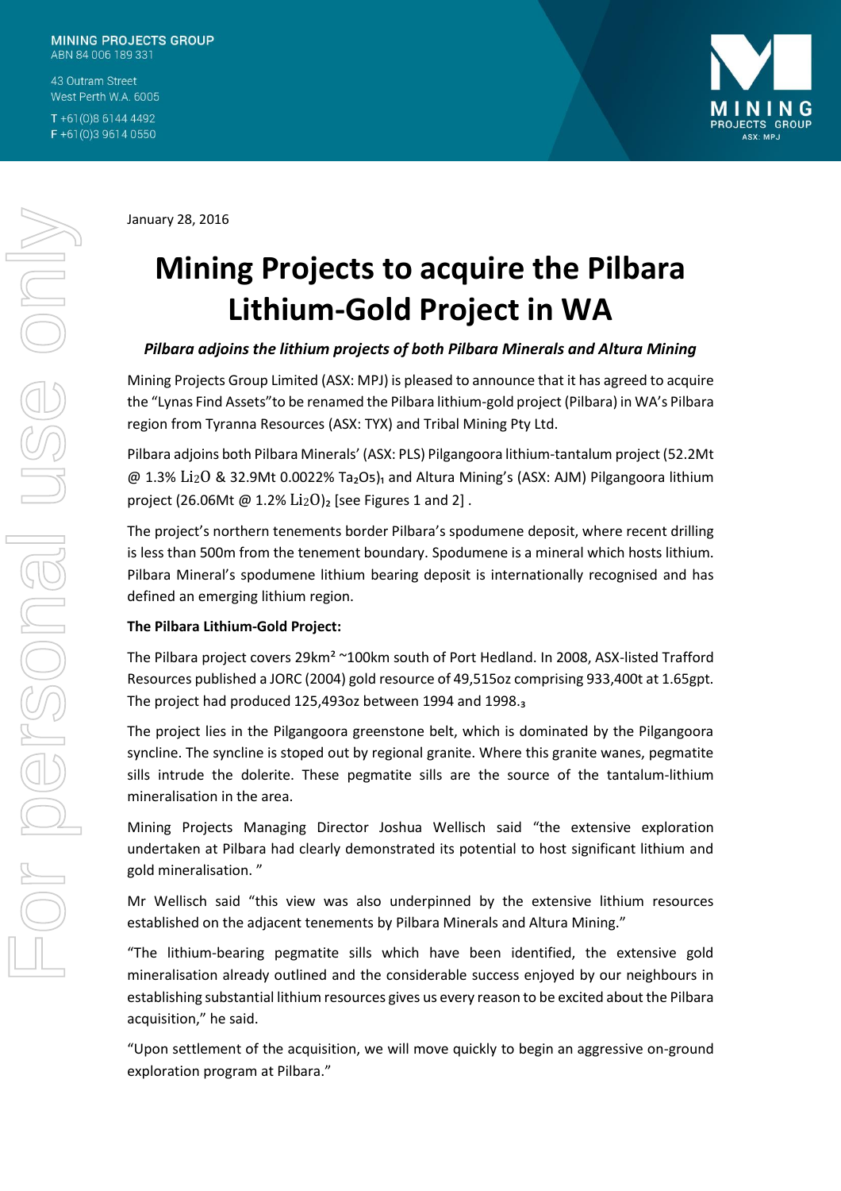MINING PROJECTS GROUP
ABN 84 006 189 331

43 Outram Street
West Perth W.A. 6005

T +61(0)8 6144 4492
F +61(0)3 9614 0550

January 28, 2016

# Mining Projects to acquire the Pilbara Lithium-Gold Project in WA

***Pilbara adjoins the lithium projects of both Pilbara Minerals and Altura Mining***

Mining Projects Group Limited (ASX: MPJ) is pleased to announce that it has agreed to acquire the "Lynas Find Assets"to be renamed the Pilbara lithium-gold project (Pilbara) in WA's Pilbara region from Tyranna Resources (ASX: TYX) and Tribal Mining Pty Ltd.

Pilbara adjoins both Pilbara Minerals' (ASX: PLS) Pilgangoora lithium-tantalum project (52.2Mt @ 1.3% $Li_2O$ & 32.9Mt 0.0022% $Ta_2O_5$)[1] and Altura Mining's (ASX: AJM) Pilgangoora lithium project (26.06Mt @ 1.2% $Li_2O$)[2] [see Figures 1 and 2] .

The project's northern tenements border Pilbara's spodumene deposit, where recent drilling is less than 500m from the tenement boundary. Spodumene is a mineral which hosts lithium. Pilbara Mineral's spodumene lithium bearing deposit is internationally recognised and has defined an emerging lithium region.

**The Pilbara Lithium-Gold Project:**

The Pilbara project covers 29km$^2$ ~100km south of Port Hedland. In 2008, ASX-listed Trafford Resources published a JORC (2004) gold resource of 49,515oz comprising 933,400t at 1.65gpt. The project had produced 125,493oz between 1994 and 1998.[3]

The project lies in the Pilgangoora greenstone belt, which is dominated by the Pilgangoora syncline. The syncline is stoped out by regional granite. Where this granite wanes, pegmatite sills intrude the dolerite. These pegmatite sills are the source of the tantalum-lithium mineralisation in the area.

Mining Projects Managing Director Joshua Wellisch said "the extensive exploration undertaken at Pilbara had clearly demonstrated its potential to host significant lithium and gold mineralisation. "

Mr Wellisch said "this view was also underpinned by the extensive lithium resources established on the adjacent tenements by Pilbara Minerals and Altura Mining."

"The lithium-bearing pegmatite sills which have been identified, the extensive gold mineralisation already outlined and the considerable success enjoyed by our neighbours in establishing substantial lithium resources gives us every reason to be excited about the Pilbara acquisition," he said.

"Upon settlement of the acquisition, we will move quickly to begin an aggressive on-ground exploration program at Pilbara."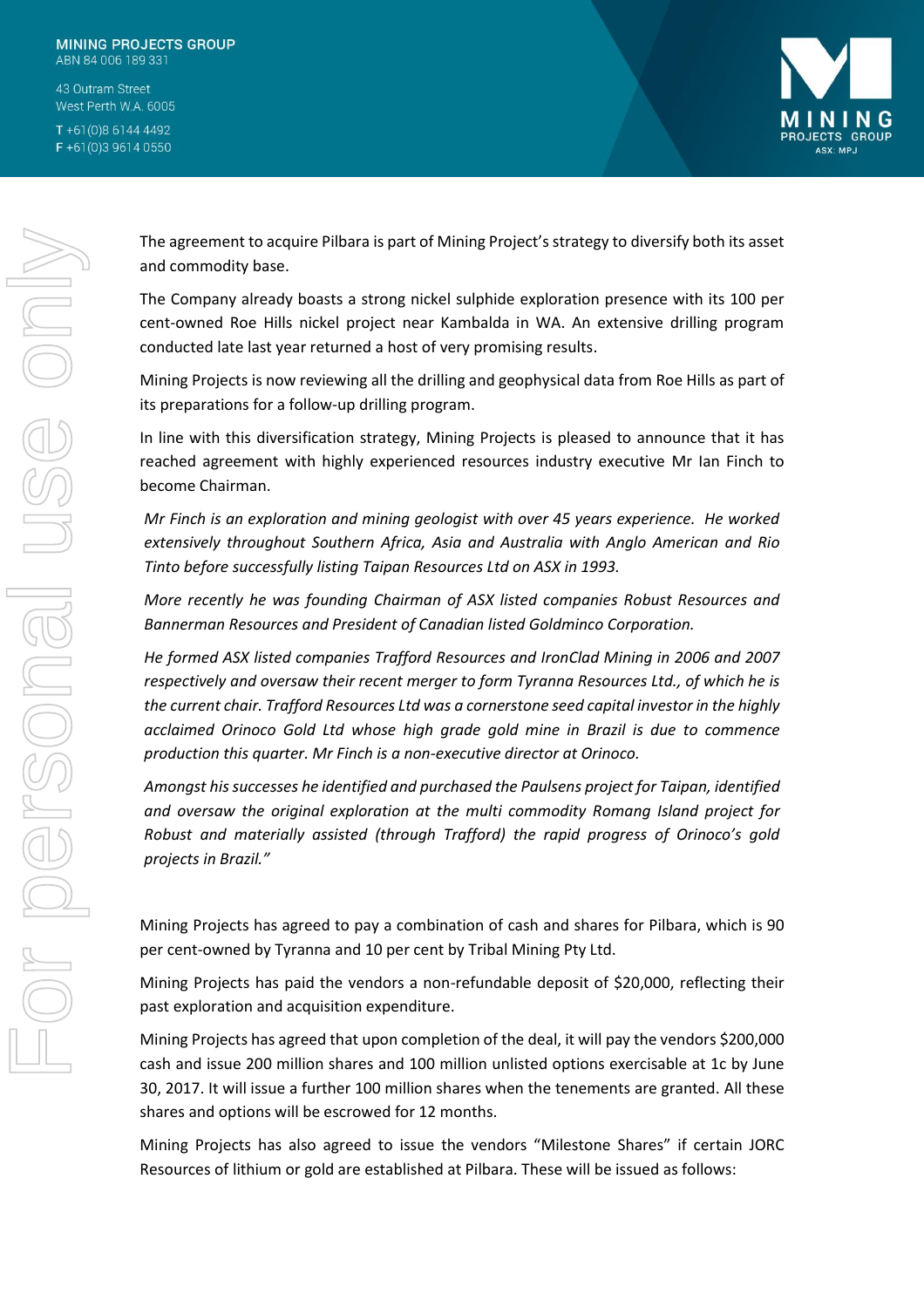The agreement to acquire Pilbara is part of Mining Project's strategy to diversify both its asset and commodity base.

The Company already boasts a strong nickel sulphide exploration presence with its 100 per cent-owned Roe Hills nickel project near Kambalda in WA. An extensive drilling program conducted late last year returned a host of very promising results.

Mining Projects is now reviewing all the drilling and geophysical data from Roe Hills as part of its preparations for a follow-up drilling program.

In line with this diversification strategy, Mining Projects is pleased to announce that it has reached agreement with highly experienced resources industry executive Mr Ian Finch to become Chairman.

*Mr Finch is an exploration and mining geologist with over 45 years experience. He worked extensively throughout Southern Africa, Asia and Australia with Anglo American and Rio Tinto before successfully listing Taipan Resources Ltd on ASX in 1993.*

*More recently he was founding Chairman of ASX listed companies Robust Resources and Bannerman Resources and President of Canadian listed Goldminco Corporation.*

*He formed ASX listed companies Trafford Resources and IronClad Mining in 2006 and 2007 respectively and oversaw their recent merger to form Tyranna Resources Ltd., of which he is the current chair. Trafford Resources Ltd was a cornerstone seed capital investor in the highly acclaimed Orinoco Gold Ltd whose high grade gold mine in Brazil is due to commence production this quarter. Mr Finch is a non-executive director at Orinoco.*

*Amongst his successes he identified and purchased the Paulsens project for Taipan, identified and oversaw the original exploration at the multi commodity Romang Island project for Robust and materially assisted (through Trafford) the rapid progress of Orinoco's gold projects in Brazil."*

Mining Projects has agreed to pay a combination of cash and shares for Pilbara, which is 90 per cent-owned by Tyranna and 10 per cent by Tribal Mining Pty Ltd.

Mining Projects has paid the vendors a non-refundable deposit of $20,000, reflecting their past exploration and acquisition expenditure.

Mining Projects has agreed that upon completion of the deal, it will pay the vendors $200,000 cash and issue 200 million shares and 100 million unlisted options exercisable at 1c by June 30, 2017. It will issue a further 100 million shares when the tenements are granted. All these shares and options will be escrowed for 12 months.

Mining Projects has also agreed to issue the vendors "Milestone Shares" if certain JORC Resources of lithium or gold are established at Pilbara. These will be issued as follows: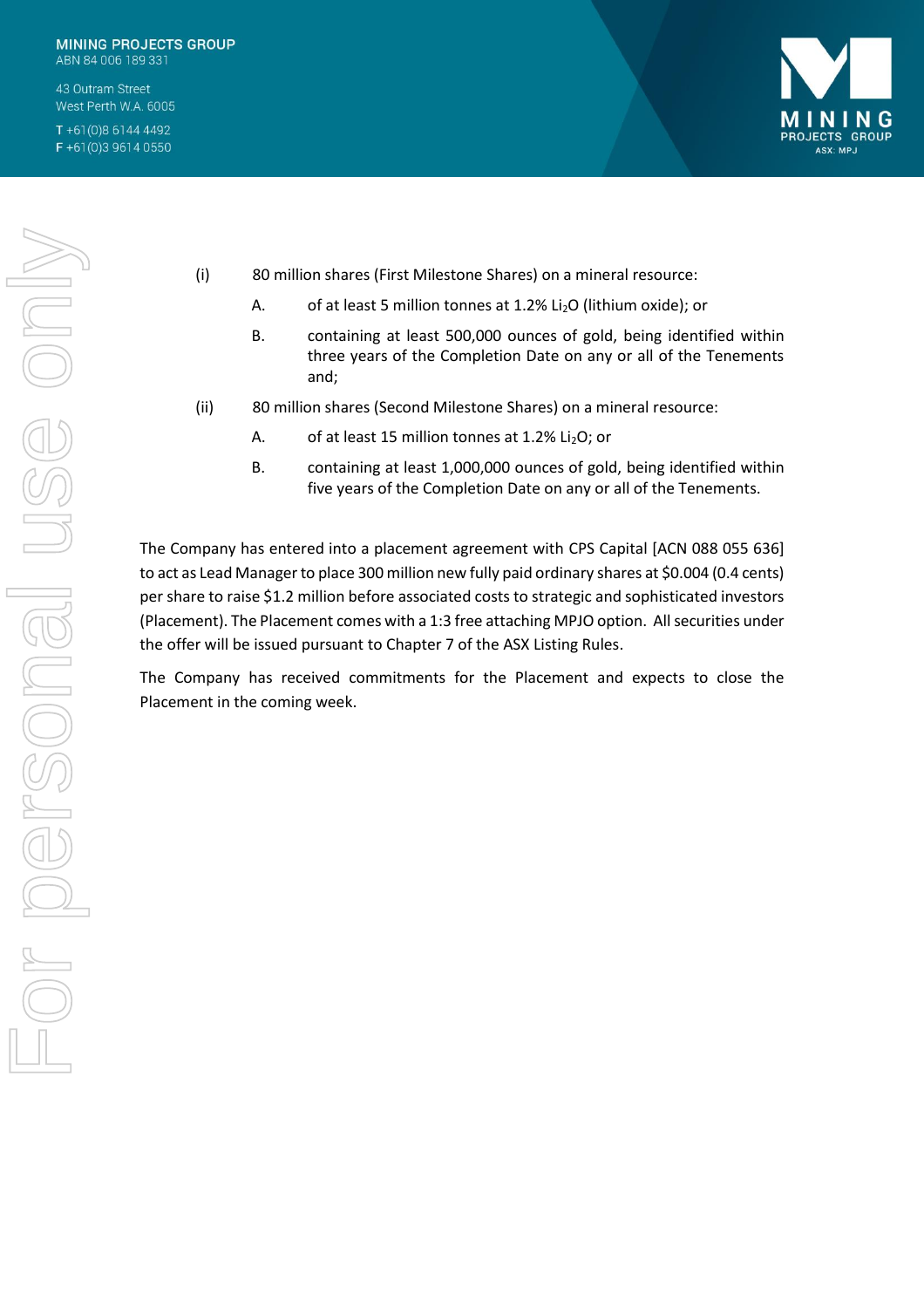(i) 80 million shares (First Milestone Shares) on a mineral resource:

A. of at least 5 million tonnes at 1.2% $Li_2O$ (lithium oxide); or

B. containing at least 500,000 ounces of gold, being identified within three years of the Completion Date on any or all of the Tenements and;

(ii) 80 million shares (Second Milestone Shares) on a mineral resource:

A. of at least 15 million tonnes at 1.2% $Li_2O$; or

B. containing at least 1,000,000 ounces of gold, being identified within five years of the Completion Date on any or all of the Tenements.

The Company has entered into a placement agreement with CPS Capital [ACN 088 055 636] to act as Lead Manager to place 300 million new fully paid ordinary shares at $0.004 (0.4 cents) per share to raise $1.2 million before associated costs to strategic and sophisticated investors (Placement). The Placement comes with a 1:3 free attaching MPJO option. All securities under the offer will be issued pursuant to Chapter 7 of the ASX Listing Rules.

The Company has received commitments for the Placement and expects to close the Placement in the coming week.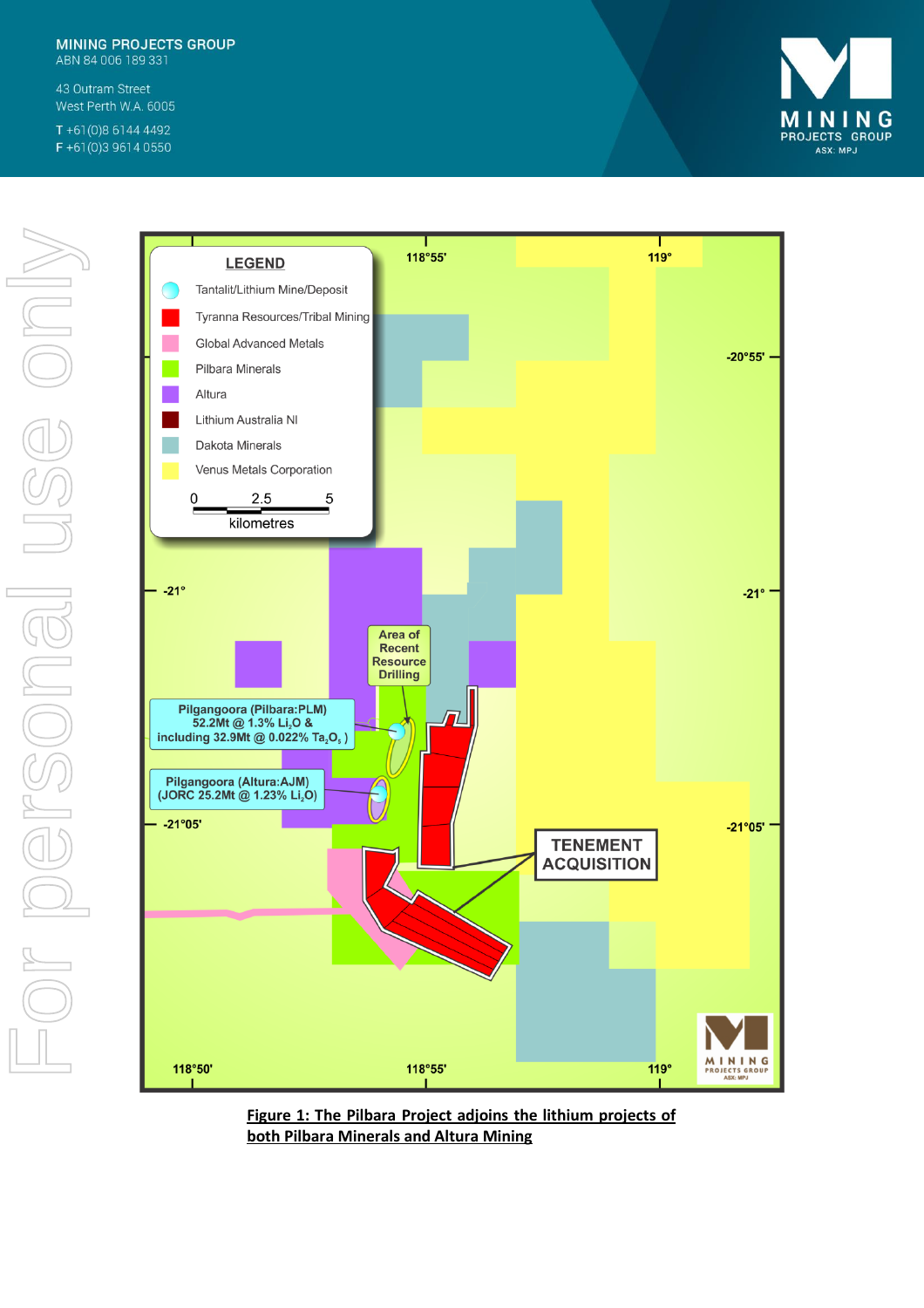LEGEND

Tantalit/Lithium Mine/Deposit

Tyranna Resources/Tribal Mining

Global Advanced Metals

Pilbara Minerals

Altura

Lithium Australia NI

Dakota Minerals

Venus Metals Corporation

0 2.5 5

kilometres

118°55'

119°

-20°55'

-21°

-21°

Area of Recent Resource Drilling

Pilgangoora (Pilbara:PLM) 52.2Mt @ 1.3% $Li_2O$ & including 32.9Mt @ 0.022% $Ta_2O_5$ )

Pilgangoora (Altura:AJM) (JORC 25.2Mt @ 1.23% $Li_2O$)

-21°05'

-21°05'

TENEMENT ACQUISITION

118°50'

118°55'

119°

**Figure 1: The Pilbara Project adjoins the lithium projects of both Pilbara Minerals and Altura Mining**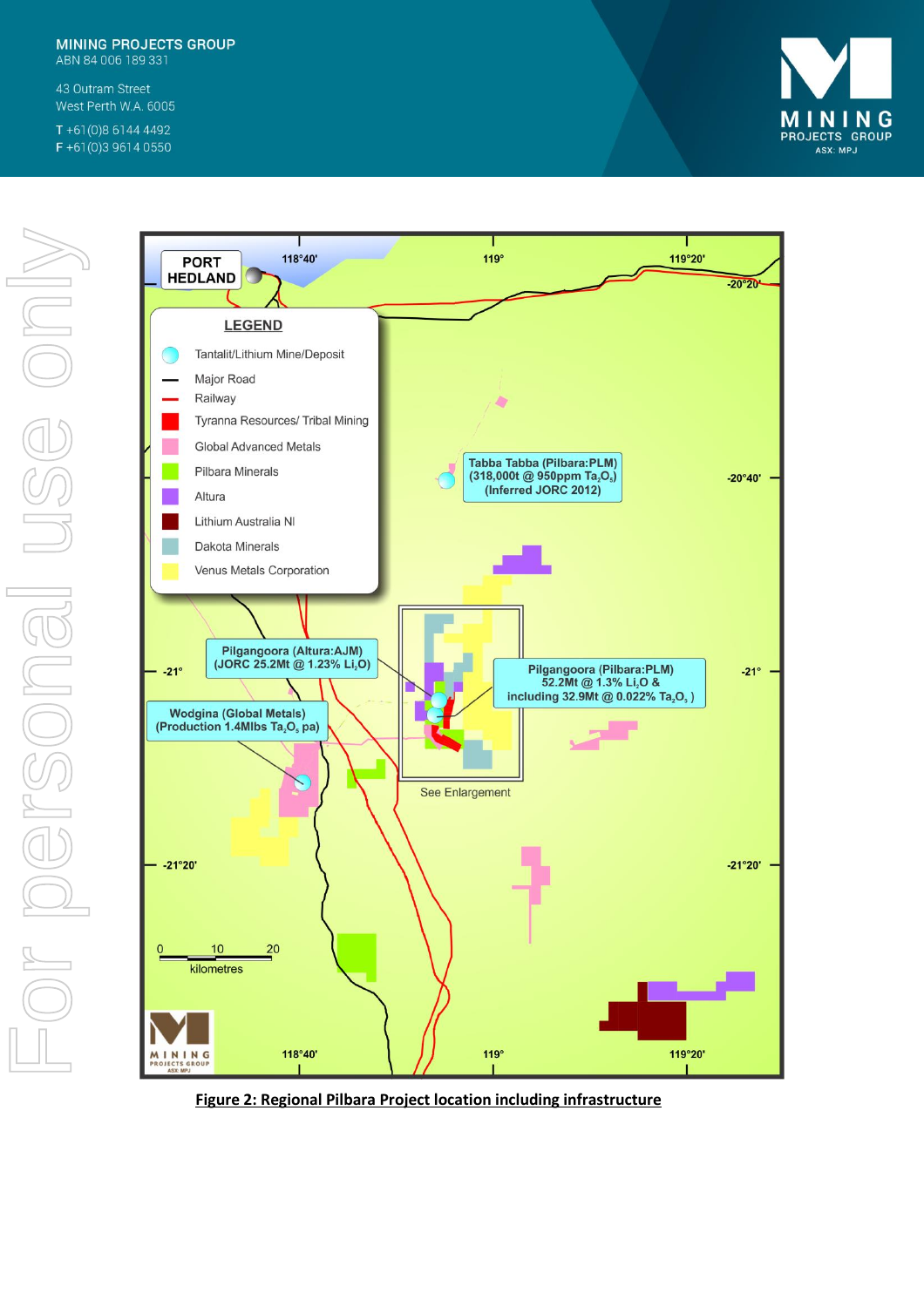**Figure 2: Regional Pilbara Project location including infrastructure**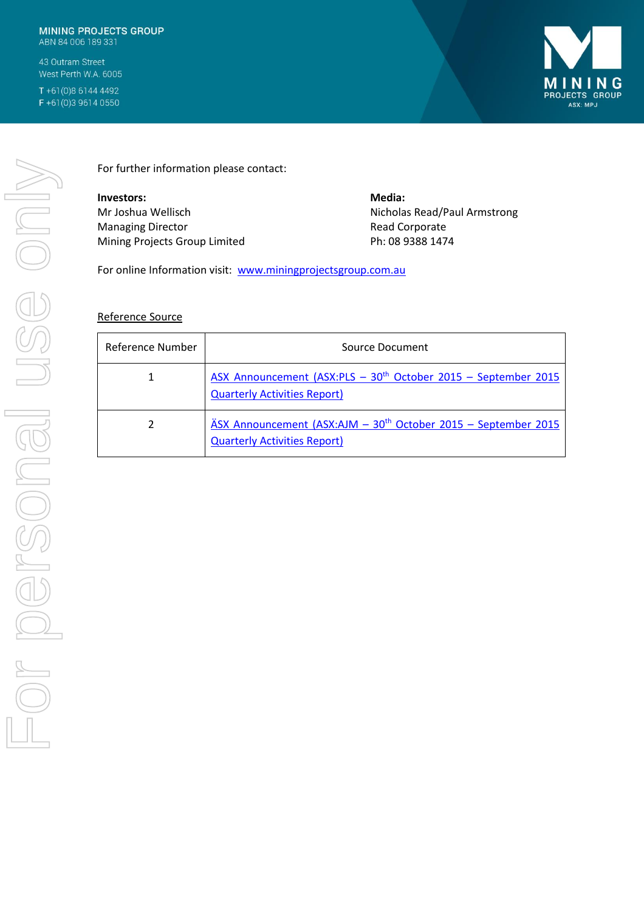For further information please contact:

**Investors:**
Mr Joshua Wellisch
Managing Director
Mining Projects Group Limited

**Media:**
Nicholas Read/Paul Armstrong
Read Corporate
Ph: 08 9388 1474

For online Information visit: [www.miningprojectsgroup.com.au](http://www.miningprojectsgroup.com.au)

Reference Source

| Reference Number | Source Document |
|---|---|
| 1 | ASX Announcement (ASX:PLS – 30th October 2015 – September 2015 Quarterly Activities Report) |
| 2 | ÄSX Announcement (ASX:AJM – 30th October 2015 – September 2015 Quarterly Activities Report) |